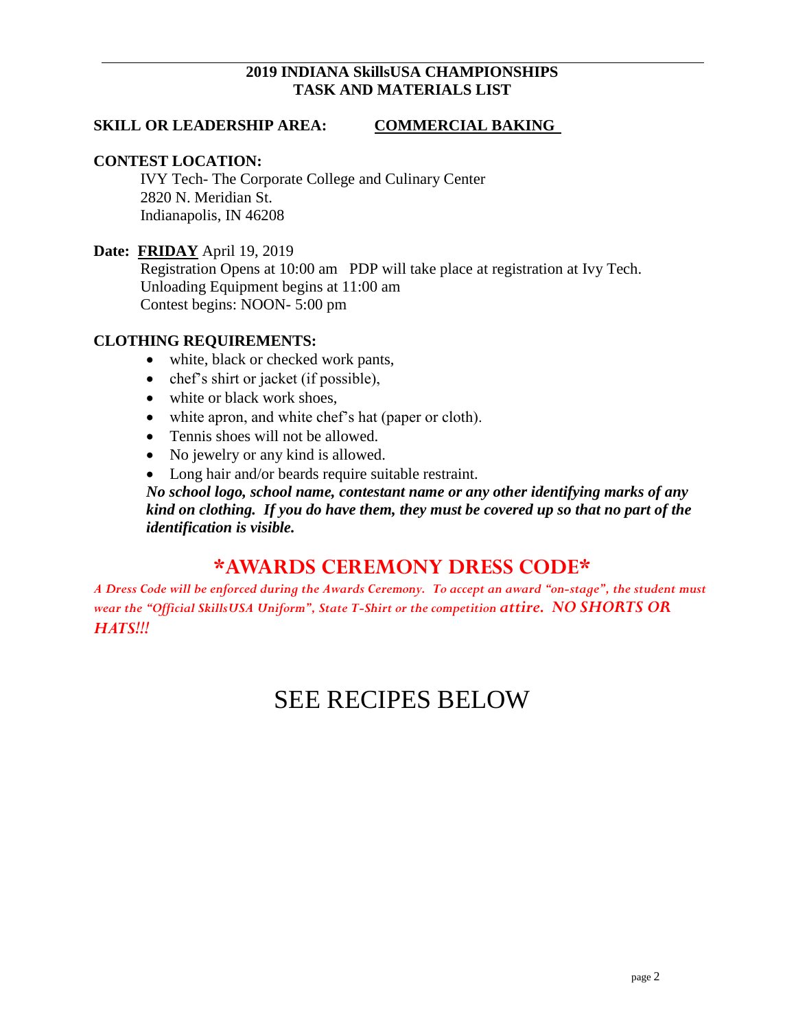# 2019 INDIANA SkillsUSA CHAMPIONSHIPS
# TASK AND MATERIALS LIST

**SKILL OR LEADERSHIP AREA:** **COMMERCIAL BAKING**

**CONTEST LOCATION:**

IVY Tech- The Corporate College and Culinary Center
2820 N. Meridian St.
Indianapolis, IN 46208

**Date: FRIDAY** April 19, 2019

Registration Opens at 10:00 am PDP will take place at registration at Ivy Tech.
Unloading Equipment begins at 11:00 am
Contest begins: NOON- 5:00 pm

**CLOTHING REQUIREMENTS:**

- white, black or checked work pants,
- chef's shirt or jacket (if possible),
- white or black work shoes,
- white apron, and white chef's hat (paper or cloth).
- Tennis shoes will not be allowed.
- No jewelry or any kind is allowed.
- Long hair and/or beards require suitable restraint.

***No school logo, school name, contestant name or any other identifying marks of any kind on clothing. If you do have them, they must be covered up so that no part of the identification is visible.***

## *AWARDS CEREMONY DRESS CODE*

*A Dress Code will be enforced during the Awards Ceremony. To accept an award "on-stage", the student must wear the "Official SkillsUSA Uniform", State T-Shirt or the competition attire. NO SHORTS OR HATS!!!*

# SEE RECIPES BELOW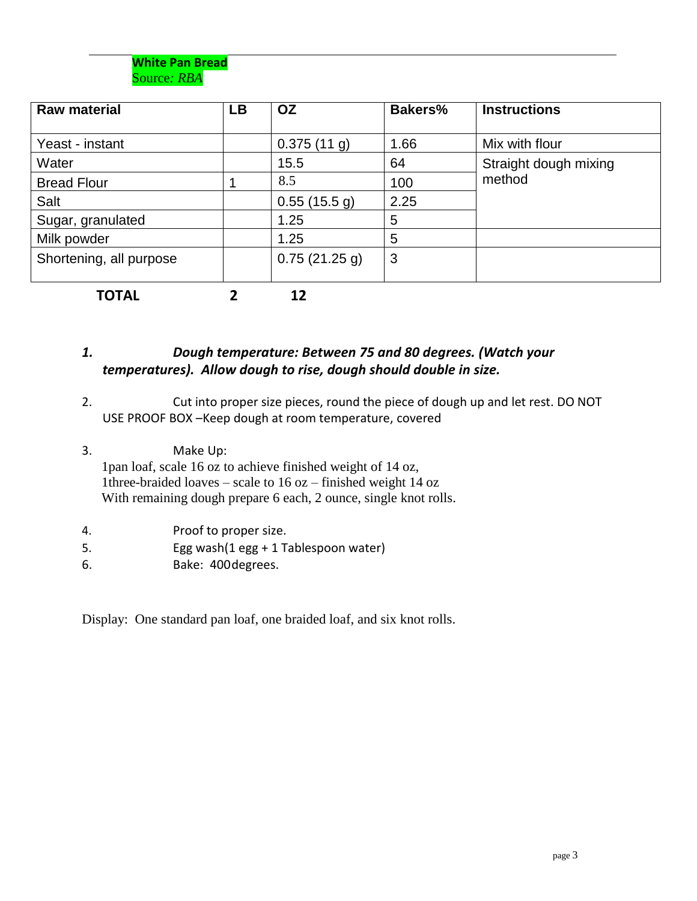**White Pan Bread**
Source*: RBA*

| Raw material | LB | OZ | Bakers% | Instructions |
|---|---|---|---|---|
| Yeast - instant | | 0.375 (11 g) | 1.66 | Mix with flour |
| Water | | 15.5 | 64 | Straight dough mixing method |
| Bread Flour | 1 | 8.5 | 100 | |
| Salt | | 0.55 (15.5 g) | 2.25 | |
| Sugar, granulated | | 1.25 | 5 | |
| Milk powder | | 1.25 | 5 | |
| Shortening, all purpose | | 0.75 (21.25 g) | 3 | |
| **TOTAL** | **2** | **12** | | |

1. ***Dough temperature: Between 75 and 80 degrees. (Watch your temperatures). Allow dough to rise, dough should double in size.***

2. Cut into proper size pieces, round the piece of dough up and let rest. DO NOT USE PROOF BOX –Keep dough at room temperature, covered

3. Make Up:
   1pan loaf, scale 16 oz to achieve finished weight of 14 oz,
   1three-braided loaves – scale to 16 oz – finished weight 14 oz
   With remaining dough prepare 6 each, 2 ounce, single knot rolls.

4. Proof to proper size.
5. Egg wash(1 egg + 1 Tablespoon water)
6. Bake: 400degrees.

Display: One standard pan loaf, one braided loaf, and six knot rolls.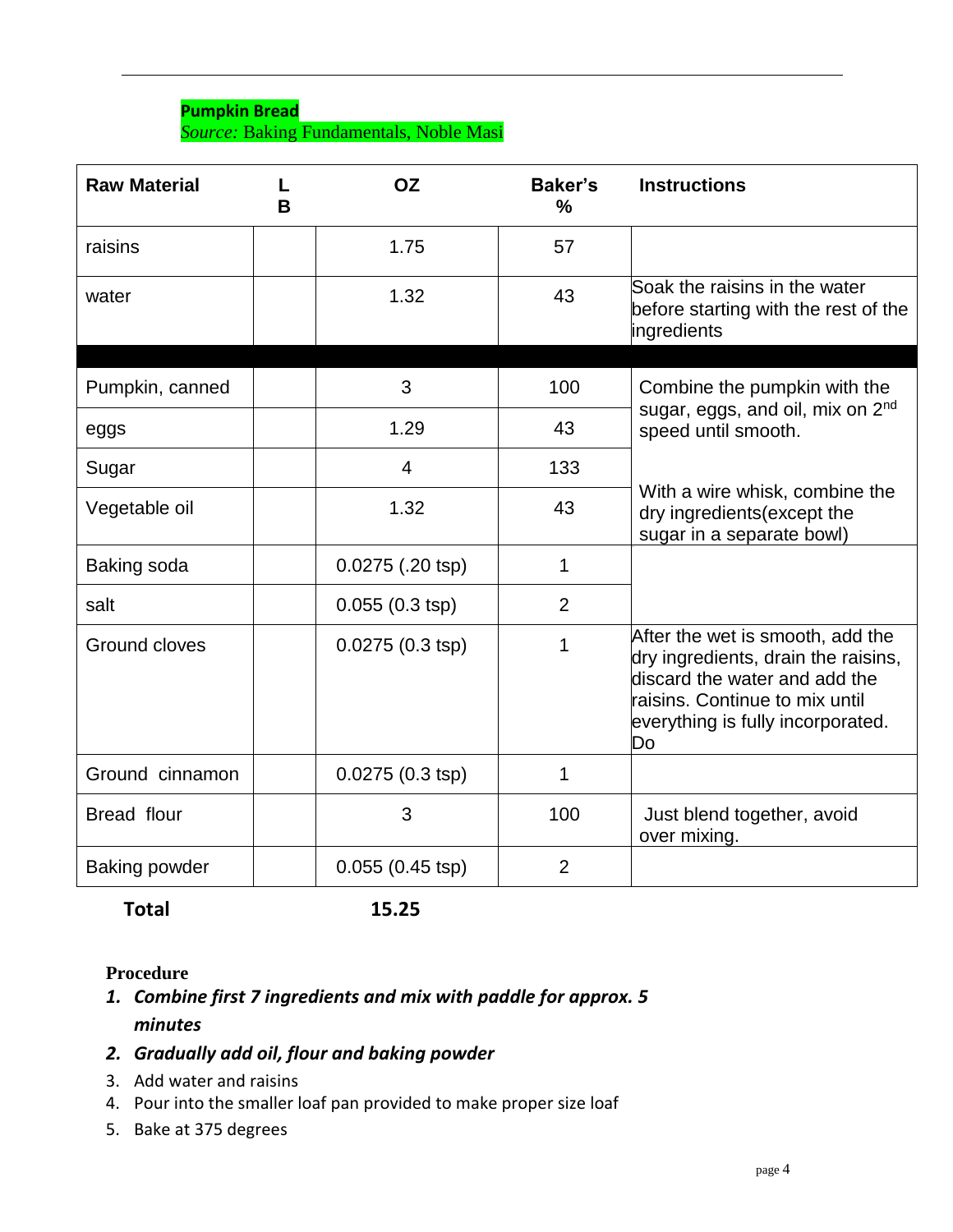**Pumpkin Bread**

*Source:* Baking Fundamentals, Noble Masi

| Raw Material | LB | OZ | Baker's % | Instructions |
|---|---|---|---|---|
| raisins | | 1.75 | 57 | |
| water | | 1.32 | 43 | Soak the raisins in the water before starting with the rest of the ingredients |
| | | | | |
| Pumpkin, canned | | 3 | 100 | Combine the pumpkin with the sugar, eggs, and oil, mix on 2nd speed until smooth. |
| eggs | | 1.29 | 43 | |
| Sugar | | 4 | 133 | |
| Vegetable oil | | 1.32 | 43 | With a wire whisk, combine the dry ingredients(except the sugar in a separate bowl) |
| Baking soda | | 0.0275 (.20 tsp) | 1 | |
| salt | | 0.055 (0.3 tsp) | 2 | |
| Ground cloves | | 0.0275 (0.3 tsp) | 1 | After the wet is smooth, add the dry ingredients, drain the raisins, discard the water and add the raisins. Continue to mix until everything is fully incorporated. Do |
| Ground cinnamon | | 0.0275 (0.3 tsp) | 1 | |
| Bread flour | | 3 | 100 | Just blend together, avoid over mixing. |
| Baking powder | | 0.055 (0.45 tsp) | 2 | |
| **Total** | | **15.25** | | |

**Procedure**

1. ***Combine first 7 ingredients and mix with paddle for approx. 5 minutes***
2. ***Gradually add oil, flour and baking powder***
3. Add water and raisins
4. Pour into the smaller loaf pan provided to make proper size loaf
5. Bake at 375 degrees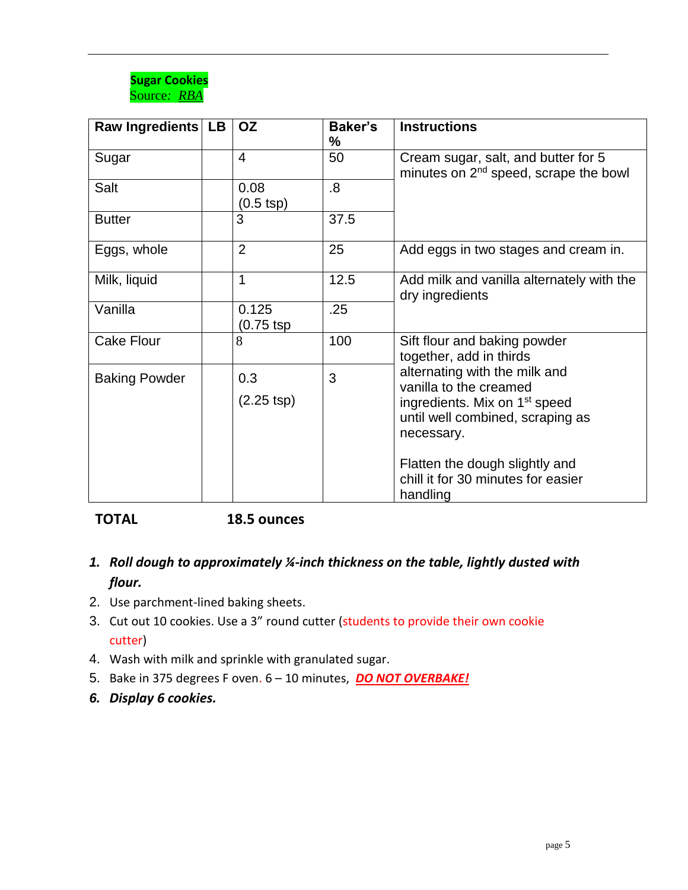**Sugar Cookies**
Source: *RBA*

| Raw Ingredients | LB | OZ | Baker's % | Instructions |
|---|---|---|---|---|
| Sugar | | 4 | 50 | Cream sugar, salt, and butter for 5 minutes on 2nd speed, scrape the bowl |
| Salt | | 0.08 (0.5 tsp) | .8 | |
| Butter | | 3 | 37.5 | |
| Eggs, whole | | 2 | 25 | Add eggs in two stages and cream in. |
| Milk, liquid | | 1 | 12.5 | Add milk and vanilla alternately with the dry ingredients |
| Vanilla | | 0.125 (0.75 tsp | .25 | |
| Cake Flour | | 8 | 100 | Sift flour and baking powder together, add in thirds alternating with the milk and vanilla to the creamed ingredients. Mix on 1st speed until well combined, scraping as necessary. Flatten the dough slightly and chill it for 30 minutes for easier handling |
| Baking Powder | | 0.3 (2.25 tsp) | 3 | |

**TOTAL** **18.5 ounces**

1. ***Roll dough to approximately ¼-inch thickness on the table, lightly dusted with flour.***
2. Use parchment-lined baking sheets.
3. Cut out 10 cookies. Use a 3" round cutter (students to provide their own cookie cutter)
4. Wash with milk and sprinkle with granulated sugar.
5. Bake in 375 degrees F oven. 6 – 10 minutes, ***DO NOT OVERBAKE!***
6. ***Display 6 cookies.***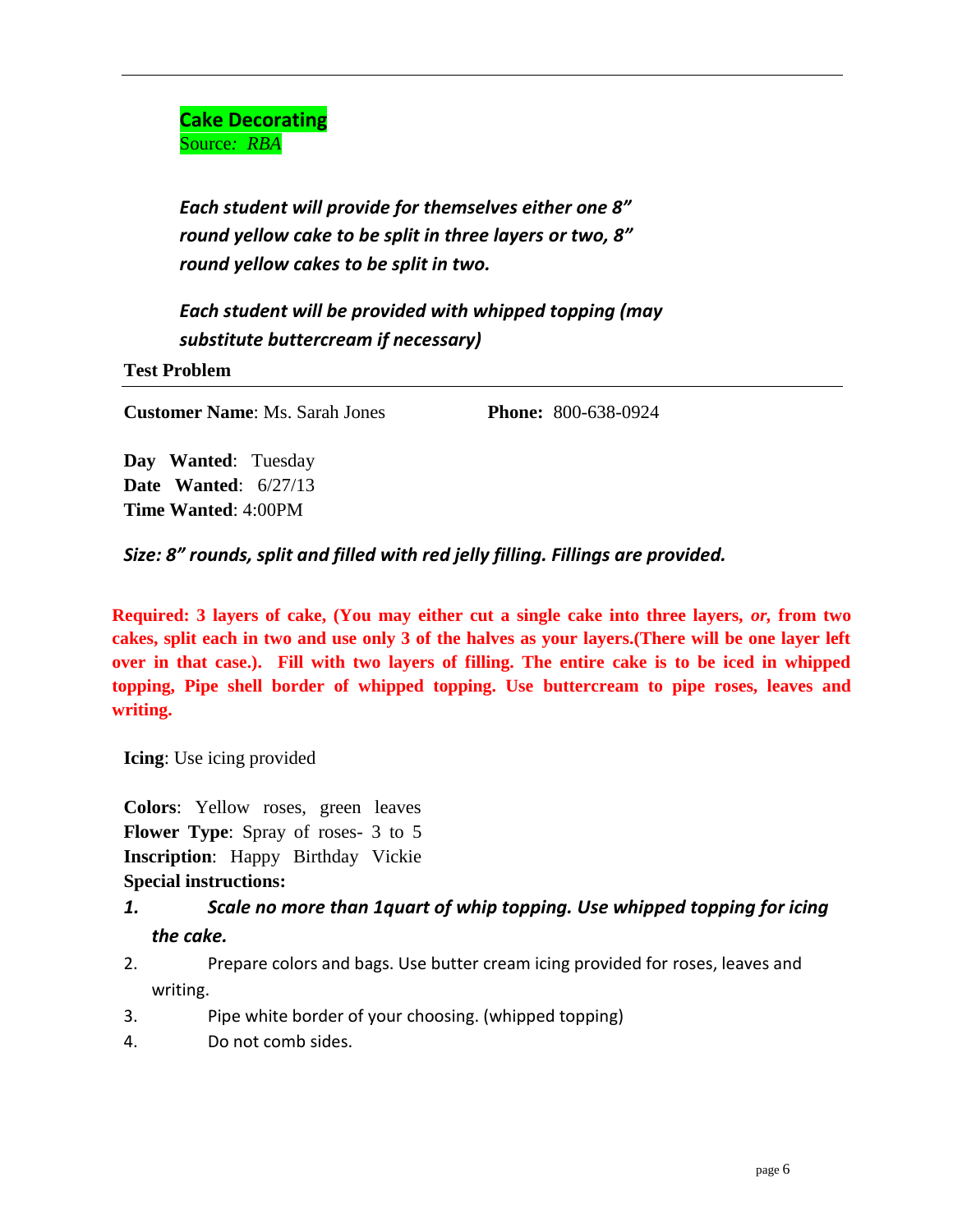## Cake Decorating

Source*: RBA*

***Each student will provide for themselves either one 8" round yellow cake to be split in three layers or two, 8" round yellow cakes to be split in two.***

***Each student will be provided with whipped topping (may substitute buttercream if necessary)***

**Test Problem**

**Customer Name**: Ms. Sarah Jones **Phone:** 800-638-0924

**Day Wanted**: Tuesday
**Date Wanted**: 6/27/13
**Time Wanted**: 4:00PM

***Size: 8" rounds, split and filled with red jelly filling. Fillings are provided.***

**Required: 3 layers of cake, (You may either cut a single cake into three layers, *or*, from two cakes, split each in two and use only 3 of the halves as your layers.(There will be one layer left over in that case.). Fill with two layers of filling. The entire cake is to be iced in whipped topping, Pipe shell border of whipped topping. Use buttercream to pipe roses, leaves and writing.**

**Icing**: Use icing provided

**Colors**: Yellow roses, green leaves
**Flower Type**: Spray of roses- 3 to 5
**Inscription**: Happy Birthday Vickie
**Special instructions:**

1. ***Scale no more than 1quart of whip topping. Use whipped topping for icing the cake.***
2. Prepare colors and bags. Use butter cream icing provided for roses, leaves and writing.
3. Pipe white border of your choosing. (whipped topping)
4. Do not comb sides.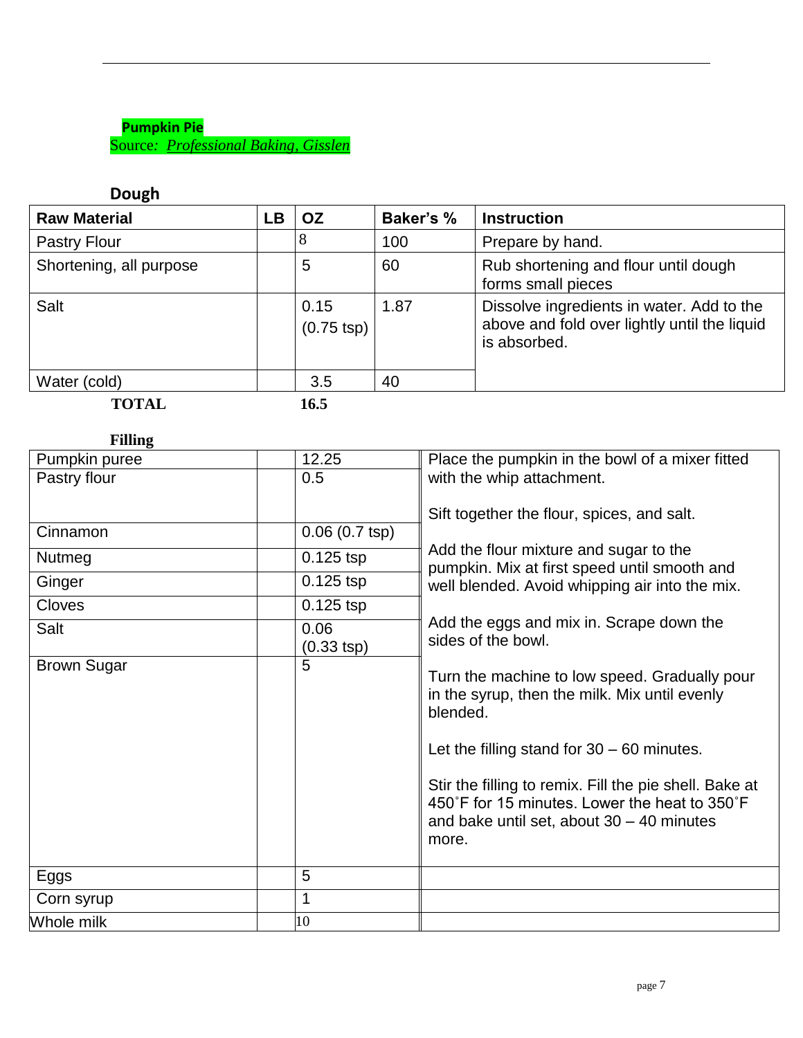**Pumpkin Pie**
Source: *Professional Baking, Gisslen*

### Dough

| Raw Material | LB | OZ | Baker's % | Instruction |
|---|---|---|---|---|
| Pastry Flour | | 8 | 100 | Prepare by hand. |
| Shortening, all purpose | | 5 | 60 | Rub shortening and flour until dough forms small pieces |
| Salt | | 0.15 (0.75 tsp) | 1.87 | Dissolve ingredients in water. Add to the above and fold over lightly until the liquid is absorbed. |
| Water (cold) | | 3.5 | 40 | |
| **TOTAL** | | **16.5** | | |

### Filling

| Raw Material | LB | OZ | Instruction |
|---|---|---|---|
| Pumpkin puree | | 12.25 | Place the pumpkin in the bowl of a mixer fitted with the whip attachment.<br><br>Sift together the flour, spices, and salt.<br><br>Add the flour mixture and sugar to the pumpkin. Mix at first speed until smooth and well blended. Avoid whipping air into the mix.<br><br>Add the eggs and mix in. Scrape down the sides of the bowl.<br><br>Turn the machine to low speed. Gradually pour in the syrup, then the milk. Mix until evenly blended.<br><br>Let the filling stand for 30 – 60 minutes.<br><br>Stir the filling to remix. Fill the pie shell. Bake at 450˚F for 15 minutes. Lower the heat to 350˚F and bake until set, about 30 – 40 minutes more. |
| Pastry flour | | 0.5 | |
| Cinnamon | | 0.06 (0.7 tsp) | |
| Nutmeg | | 0.125 tsp | |
| Ginger | | 0.125 tsp | |
| Cloves | | 0.125 tsp | |
| Salt | | 0.06 (0.33 tsp) | |
| Brown Sugar | | 5 | |
| Eggs | | 5 | |
| Corn syrup | | 1 | |
| Whole milk | | 10 | |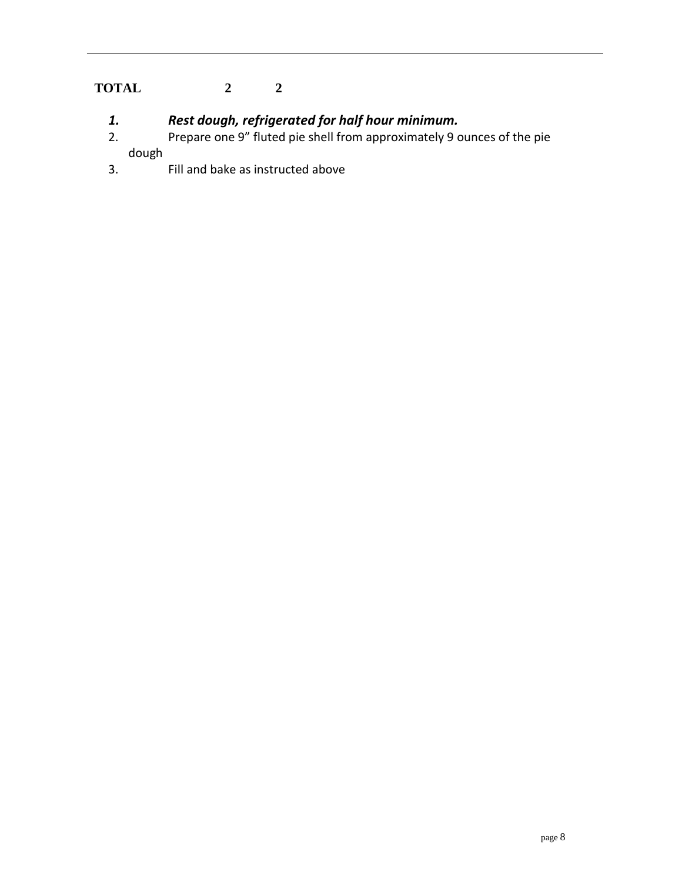| **TOTAL** | **2** | **2** |
|---|---|---|

1. ***Rest dough, refrigerated for half hour minimum.***
2. Prepare one 9” fluted pie shell from approximately 9 ounces of the pie dough
3. Fill and bake as instructed above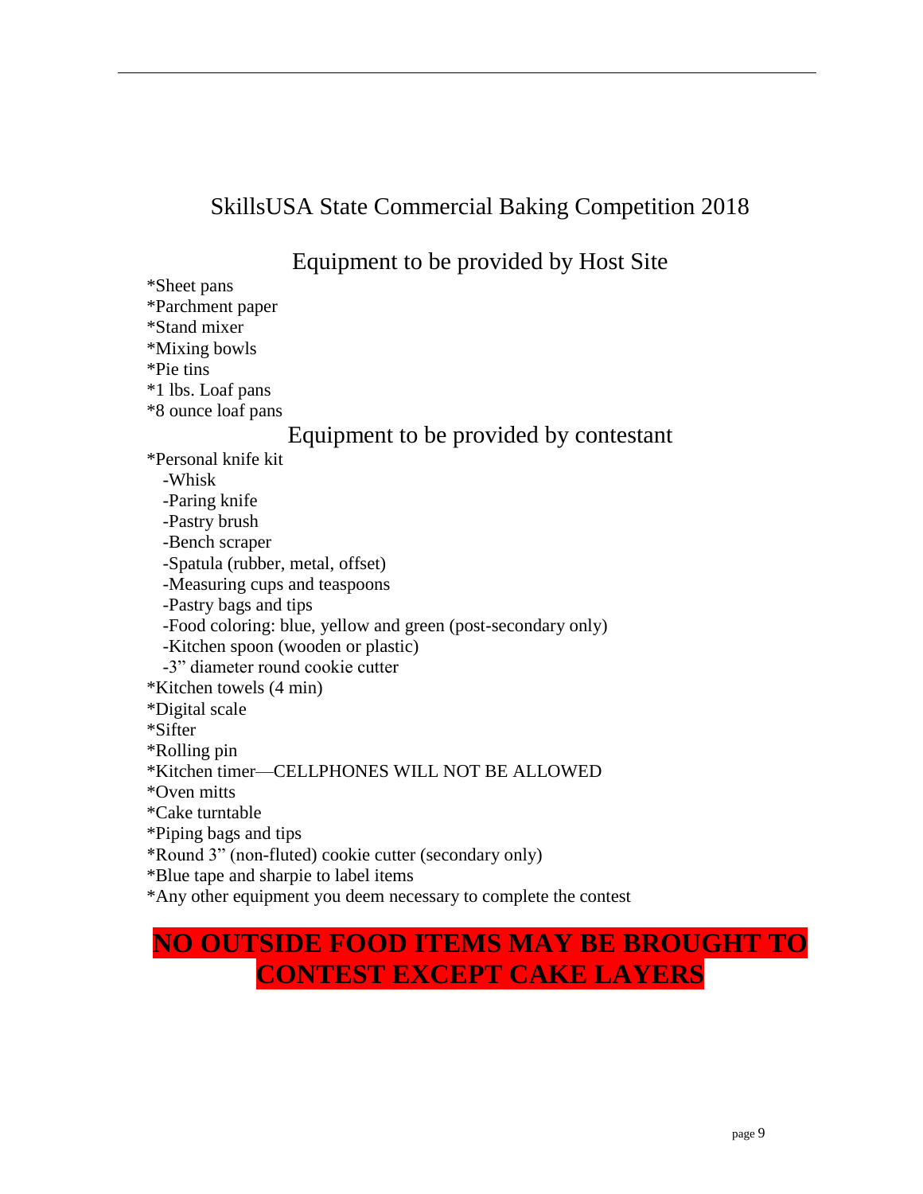# SkillsUSA State Commercial Baking Competition 2018

## Equipment to be provided by Host Site

*Sheet pans
*Parchment paper
*Stand mixer
*Mixing bowls
*Pie tins
*1 lbs. Loaf pans
*8 ounce loaf pans

## Equipment to be provided by contestant

*Personal knife kit
  -Whisk
  -Paring knife
  -Pastry brush
  -Bench scraper
  -Spatula (rubber, metal, offset)
  -Measuring cups and teaspoons
  -Pastry bags and tips
  -Food coloring: blue, yellow and green (post-secondary only)
  -Kitchen spoon (wooden or plastic)
  -3" diameter round cookie cutter
*Kitchen towels (4 min)
*Digital scale
*Sifter
*Rolling pin
*Kitchen timer—CELLPHONES WILL NOT BE ALLOWED
*Oven mitts
*Cake turntable
*Piping bags and tips
*Round 3" (non-fluted) cookie cutter (secondary only)
*Blue tape and sharpie to label items
*Any other equipment you deem necessary to complete the contest

**NO OUTSIDE FOOD ITEMS MAY BE BROUGHT TO CONTEST EXCEPT CAKE LAYERS**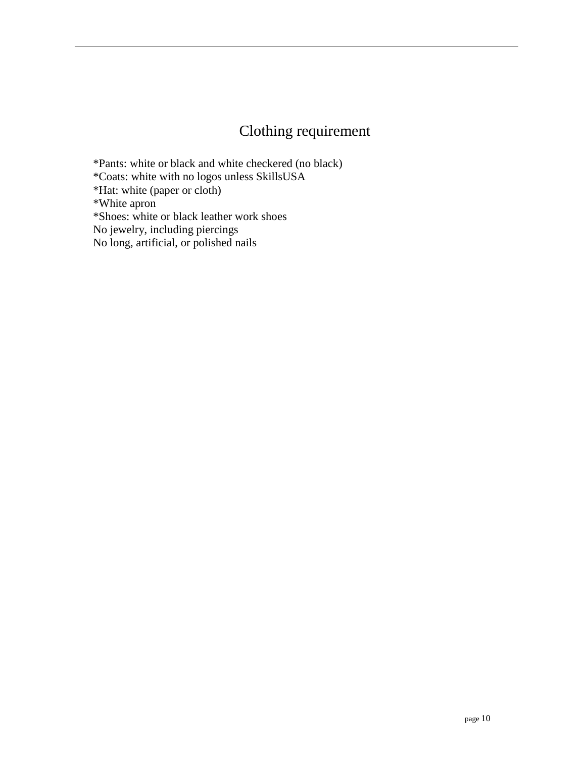# Clothing requirement

*Pants: white or black and white checkered (no black)
*Coats: white with no logos unless SkillsUSA
*Hat: white (paper or cloth)
*White apron
*Shoes: white or black leather work shoes
No jewelry, including piercings
No long, artificial, or polished nails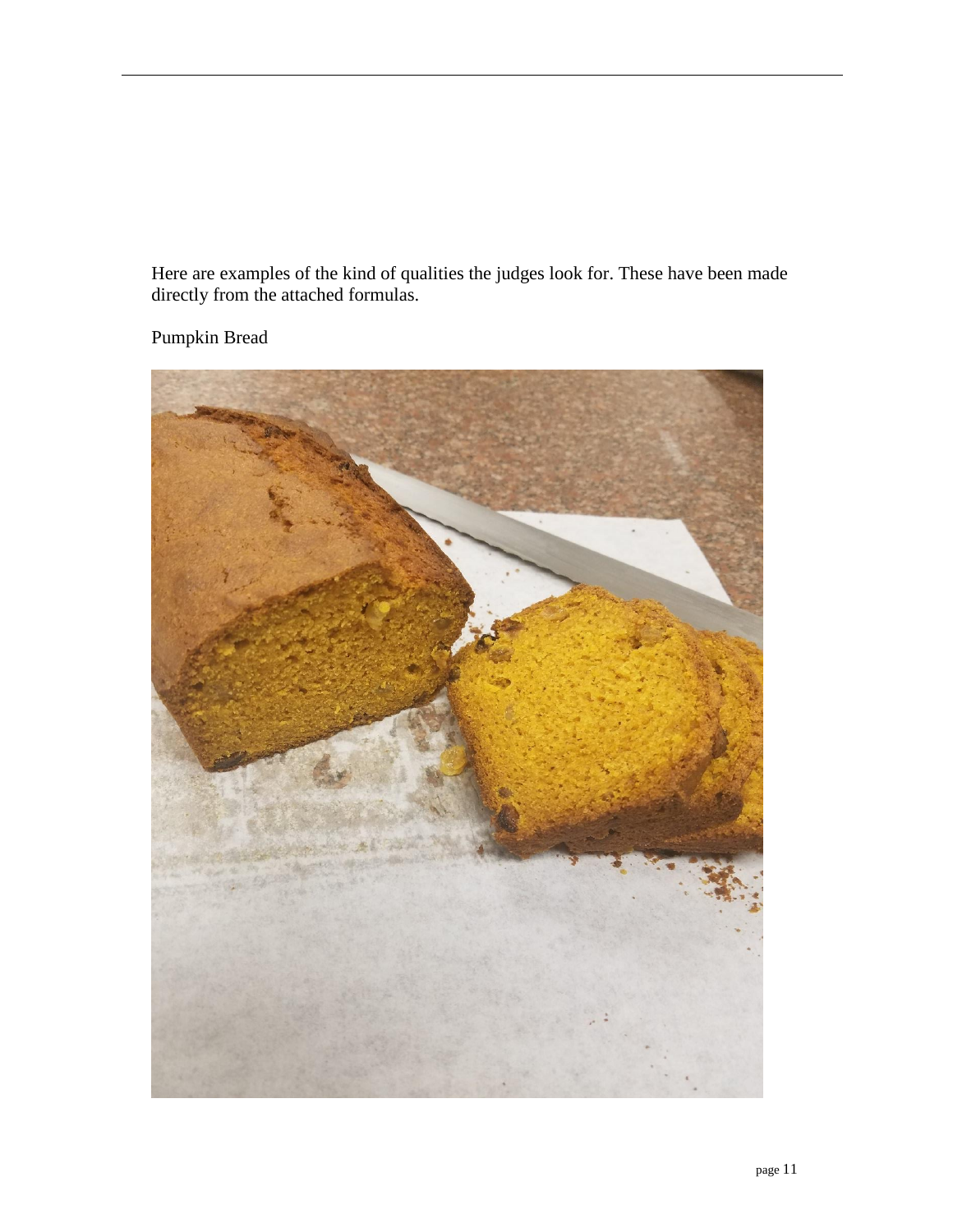Here are examples of the kind of qualities the judges look for. These have been made directly from the attached formulas.

Pumpkin Bread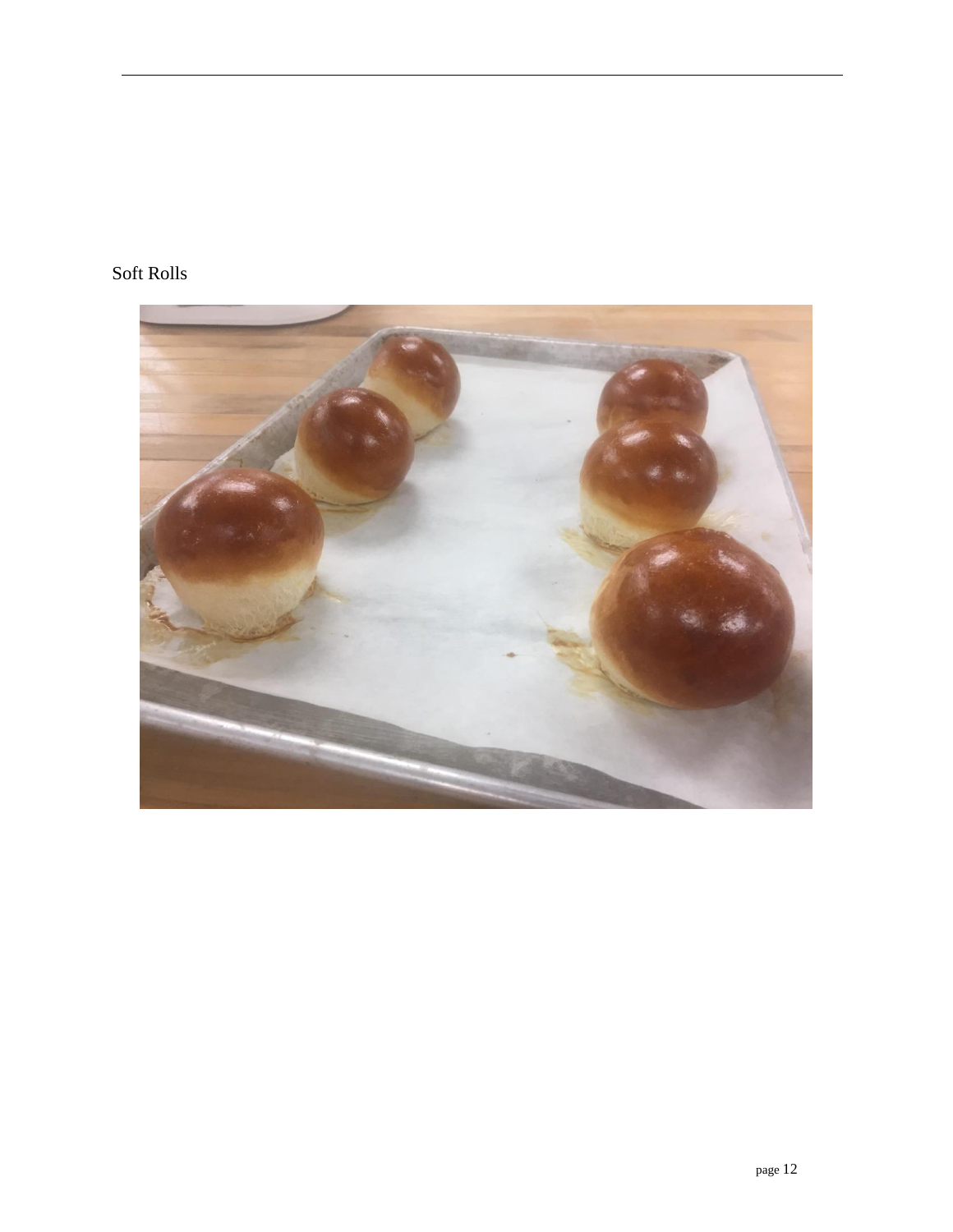Soft Rolls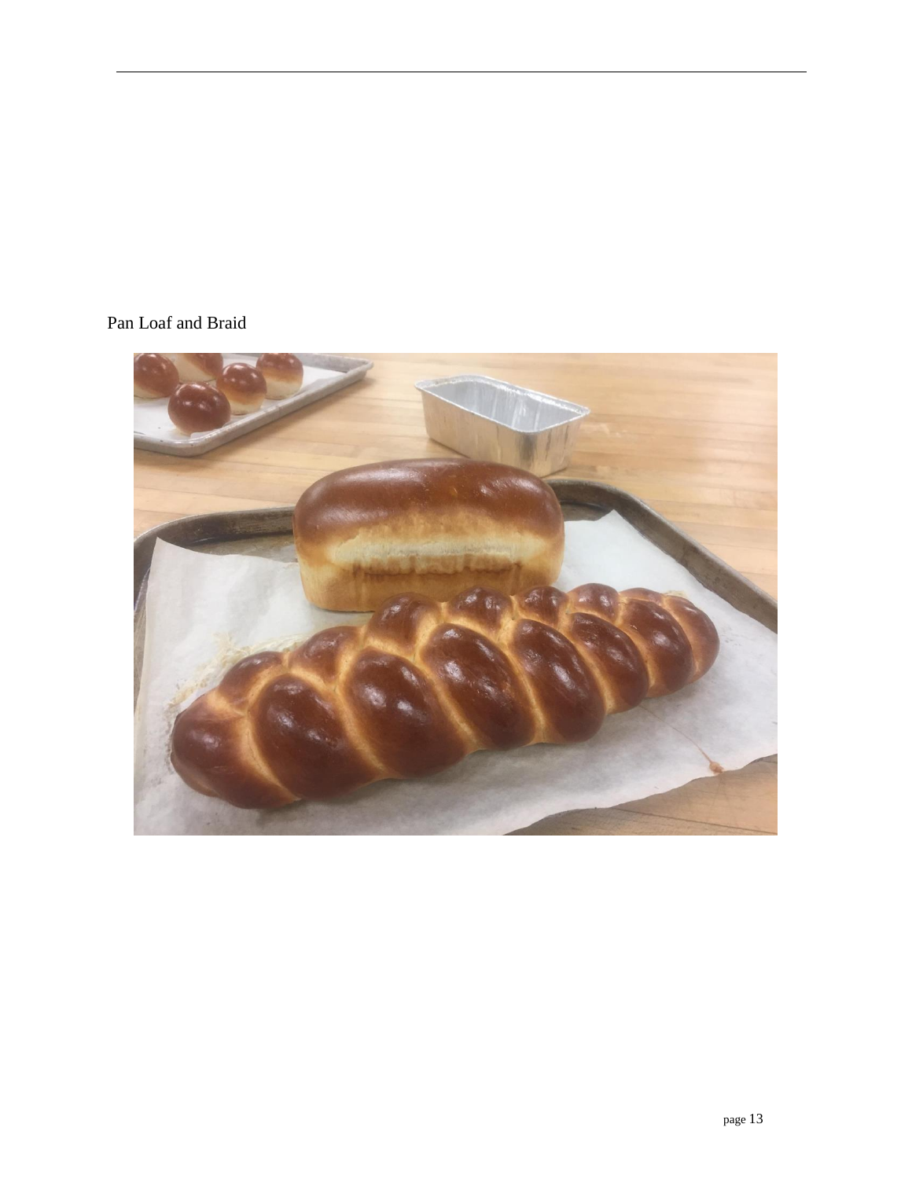Pan Loaf and Braid